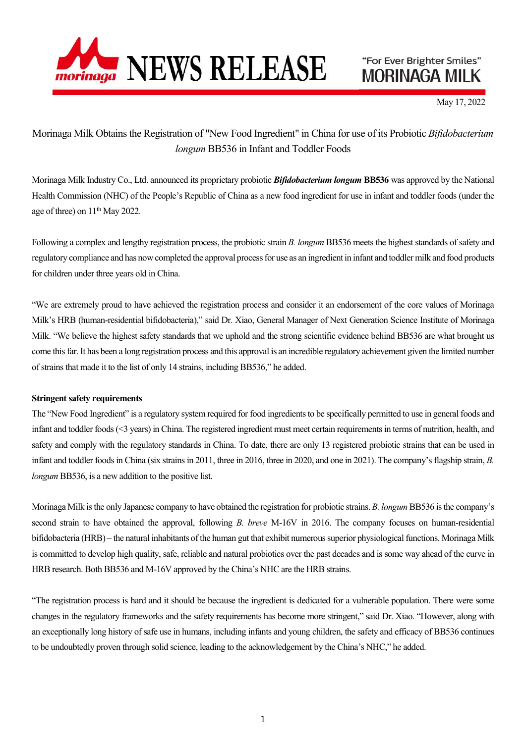# NEWS RELEASE

"For Ever Brighter Smiles"
MORINAGA MILK

May 17, 2022

## Morinaga Milk Obtains the Registration of "New Food Ingredient" in China for use of its Probiotic *Bifidobacterium longum* BB536 in Infant and Toddler Foods

Morinaga Milk Industry Co., Ltd. announced its proprietary probiotic ***Bifidobacterium longum*** **BB536** was approved by the National Health Commission (NHC) of the People's Republic of China as a new food ingredient for use in infant and toddler foods (under the age of three) on 11th May 2022.

Following a complex and lengthy registration process, the probiotic strain *B. longum* BB536 meets the highest standards of safety and regulatory compliance and has now completed the approval process for use as an ingredient in infant and toddler milk and food products for children under three years old in China.

"We are extremely proud to have achieved the registration process and consider it an endorsement of the core values of Morinaga Milk's HRB (human-residential bifidobacteria)," said Dr. Xiao, General Manager of Next Generation Science Institute of Morinaga Milk. "We believe the highest safety standards that we uphold and the strong scientific evidence behind BB536 are what brought us come this far. It has been a long registration process and this approval is an incredible regulatory achievement given the limited number of strains that made it to the list of only 14 strains, including BB536," he added.

**Stringent safety requirements**

The "New Food Ingredient" is a regulatory system required for food ingredients to be specifically permitted to use in general foods and infant and toddler foods (<3 years) in China. The registered ingredient must meet certain requirements in terms of nutrition, health, and safety and comply with the regulatory standards in China. To date, there are only 13 registered probiotic strains that can be used in infant and toddler foods in China (six strains in 2011, three in 2016, three in 2020, and one in 2021). The company's flagship strain, *B. longum* BB536, is a new addition to the positive list.

Morinaga Milk is the only Japanese company to have obtained the registration for probiotic strains. *B. longum* BB536 is the company's second strain to have obtained the approval, following *B. breve* M-16V in 2016. The company focuses on human-residential bifidobacteria (HRB) – the natural inhabitants of the human gut that exhibit numerous superior physiological functions. Morinaga Milk is committed to develop high quality, safe, reliable and natural probiotics over the past decades and is some way ahead of the curve in HRB research. Both BB536 and M-16V approved by the China's NHC are the HRB strains.

"The registration process is hard and it should be because the ingredient is dedicated for a vulnerable population. There were some changes in the regulatory frameworks and the safety requirements has become more stringent," said Dr. Xiao. "However, along with an exceptionally long history of safe use in humans, including infants and young children, the safety and efficacy of BB536 continues to be undoubtedly proven through solid science, leading to the acknowledgement by the China's NHC," he added.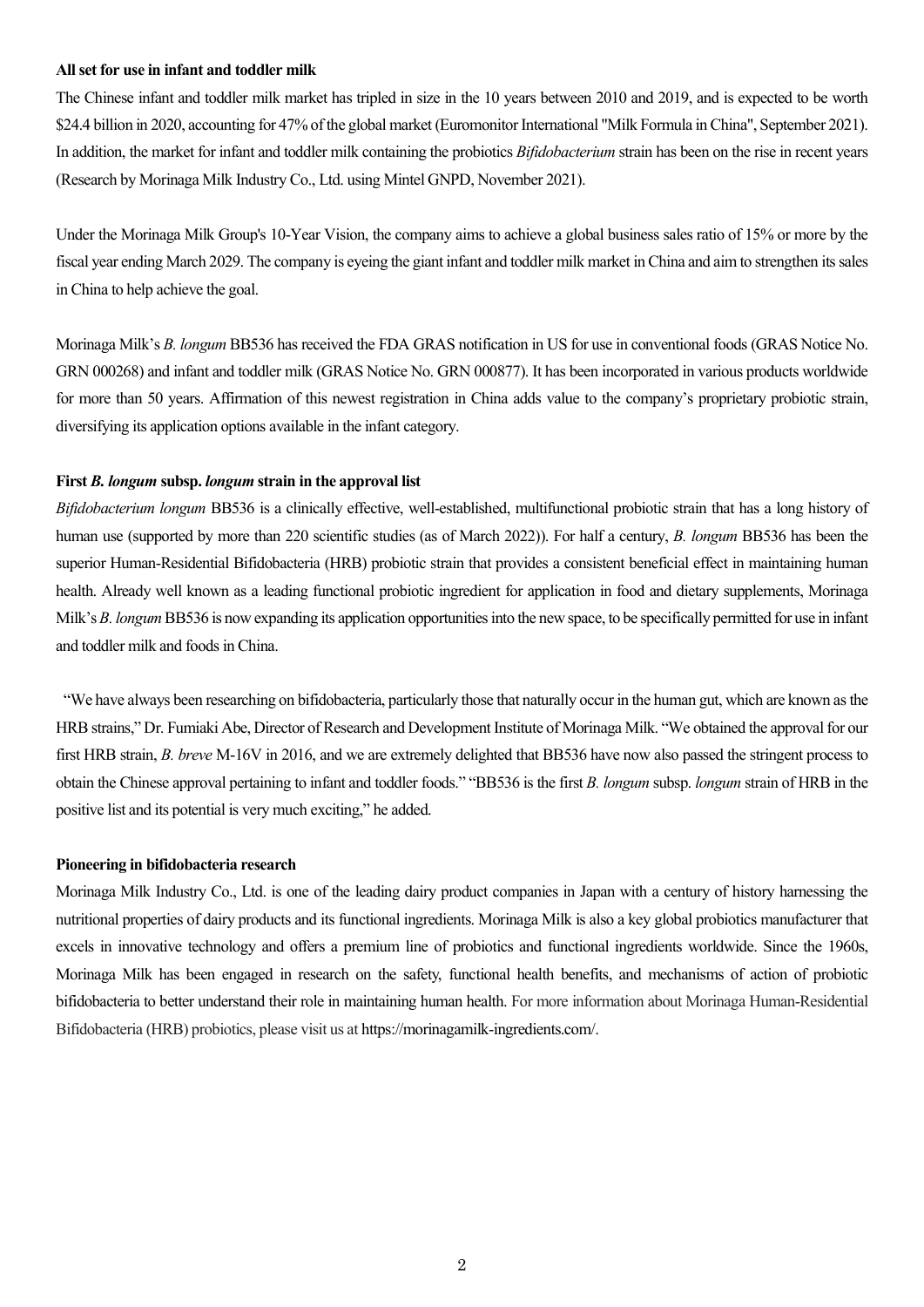**All set for use in infant and toddler milk**

The Chinese infant and toddler milk market has tripled in size in the 10 years between 2010 and 2019, and is expected to be worth $24.4 billion in 2020, accounting for 47% of the global market (Euromonitor International "Milk Formula in China", September 2021). In addition, the market for infant and toddler milk containing the probiotics *Bifidobacterium* strain has been on the rise in recent years (Research by Morinaga Milk Industry Co., Ltd. using Mintel GNPD, November 2021).

Under the Morinaga Milk Group's 10-Year Vision, the company aims to achieve a global business sales ratio of 15% or more by the fiscal year ending March 2029. The company is eyeing the giant infant and toddler milk market in China and aim to strengthen its sales in China to help achieve the goal.

Morinaga Milk's *B. longum* BB536 has received the FDA GRAS notification in US for use in conventional foods (GRAS Notice No. GRN 000268) and infant and toddler milk (GRAS Notice No. GRN 000877). It has been incorporated in various products worldwide for more than 50 years. Affirmation of this newest registration in China adds value to the company's proprietary probiotic strain, diversifying its application options available in the infant category.

**First *B. longum* subsp. *longum* strain in the approval list**

*Bifidobacterium longum* BB536 is a clinically effective, well-established, multifunctional probiotic strain that has a long history of human use (supported by more than 220 scientific studies (as of March 2022)). For half a century, *B. longum* BB536 has been the superior Human-Residential Bifidobacteria (HRB) probiotic strain that provides a consistent beneficial effect in maintaining human health. Already well known as a leading functional probiotic ingredient for application in food and dietary supplements, Morinaga Milk's *B. longum* BB536 is now expanding its application opportunities into the new space, to be specifically permitted for use in infant and toddler milk and foods in China.

"We have always been researching on bifidobacteria, particularly those that naturally occur in the human gut, which are known as the HRB strains," Dr. Fumiaki Abe, Director of Research and Development Institute of Morinaga Milk. "We obtained the approval for our first HRB strain, *B. breve* M-16V in 2016, and we are extremely delighted that BB536 have now also passed the stringent process to obtain the Chinese approval pertaining to infant and toddler foods." "BB536 is the first *B. longum* subsp. *longum* strain of HRB in the positive list and its potential is very much exciting," he added.

**Pioneering in bifidobacteria research**

Morinaga Milk Industry Co., Ltd. is one of the leading dairy product companies in Japan with a century of history harnessing the nutritional properties of dairy products and its functional ingredients. Morinaga Milk is also a key global probiotics manufacturer that excels in innovative technology and offers a premium line of probiotics and functional ingredients worldwide. Since the 1960s, Morinaga Milk has been engaged in research on the safety, functional health benefits, and mechanisms of action of probiotic bifidobacteria to better understand their role in maintaining human health. For more information about Morinaga Human-Residential Bifidobacteria (HRB) probiotics, please visit us at https://morinagamilk-ingredients.com/.